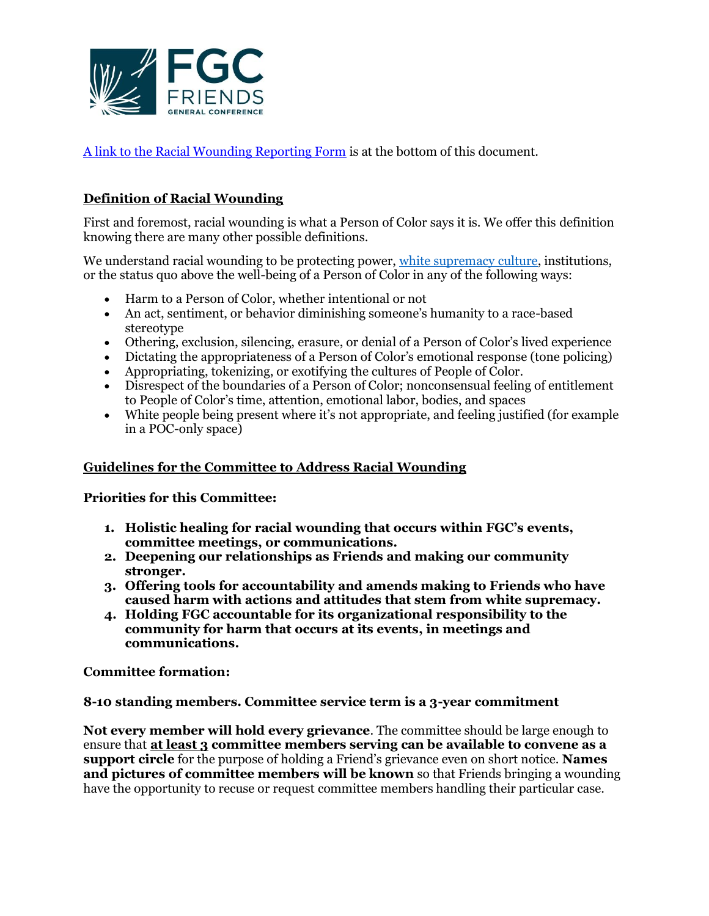[A link to the Racial Wounding Reporting Form] is at the bottom of this document.

## Definition of Racial Wounding

First and foremost, racial wounding is what a Person of Color says it is. We offer this definition knowing there are many other possible definitions.

We understand racial wounding to be protecting power, white supremacy culture, institutions, or the status quo above the well-being of a Person of Color in any of the following ways:

- Harm to a Person of Color, whether intentional or not
- An act, sentiment, or behavior diminishing someone's humanity to a race-based stereotype
- Othering, exclusion, silencing, erasure, or denial of a Person of Color's lived experience
- Dictating the appropriateness of a Person of Color's emotional response (tone policing)
- Appropriating, tokenizing, or exotifying the cultures of People of Color.
- Disrespect of the boundaries of a Person of Color; nonconsensual feeling of entitlement to People of Color's time, attention, emotional labor, bodies, and spaces
- White people being present where it's not appropriate, and feeling justified (for example in a POC-only space)

## Guidelines for the Committee to Address Racial Wounding

**Priorities for this Committee:**

1. **Holistic healing for racial wounding that occurs within FGC's events, committee meetings, or communications.**
2. **Deepening our relationships as Friends and making our community stronger.**
3. **Offering tools for accountability and amends making to Friends who have caused harm with actions and attitudes that stem from white supremacy.**
4. **Holding FGC accountable for its organizational responsibility to the community for harm that occurs at its events, in meetings and communications.**

**Committee formation:**

**8-10 standing members. Committee service term is a 3-year commitment**

**Not every member will hold every grievance**. The committee should be large enough to ensure that **at least 3 committee members serving can be available to convene as a support circle** for the purpose of holding a Friend's grievance even on short notice. **Names and pictures of committee members will be known** so that Friends bringing a wounding have the opportunity to recuse or request committee members handling their particular case.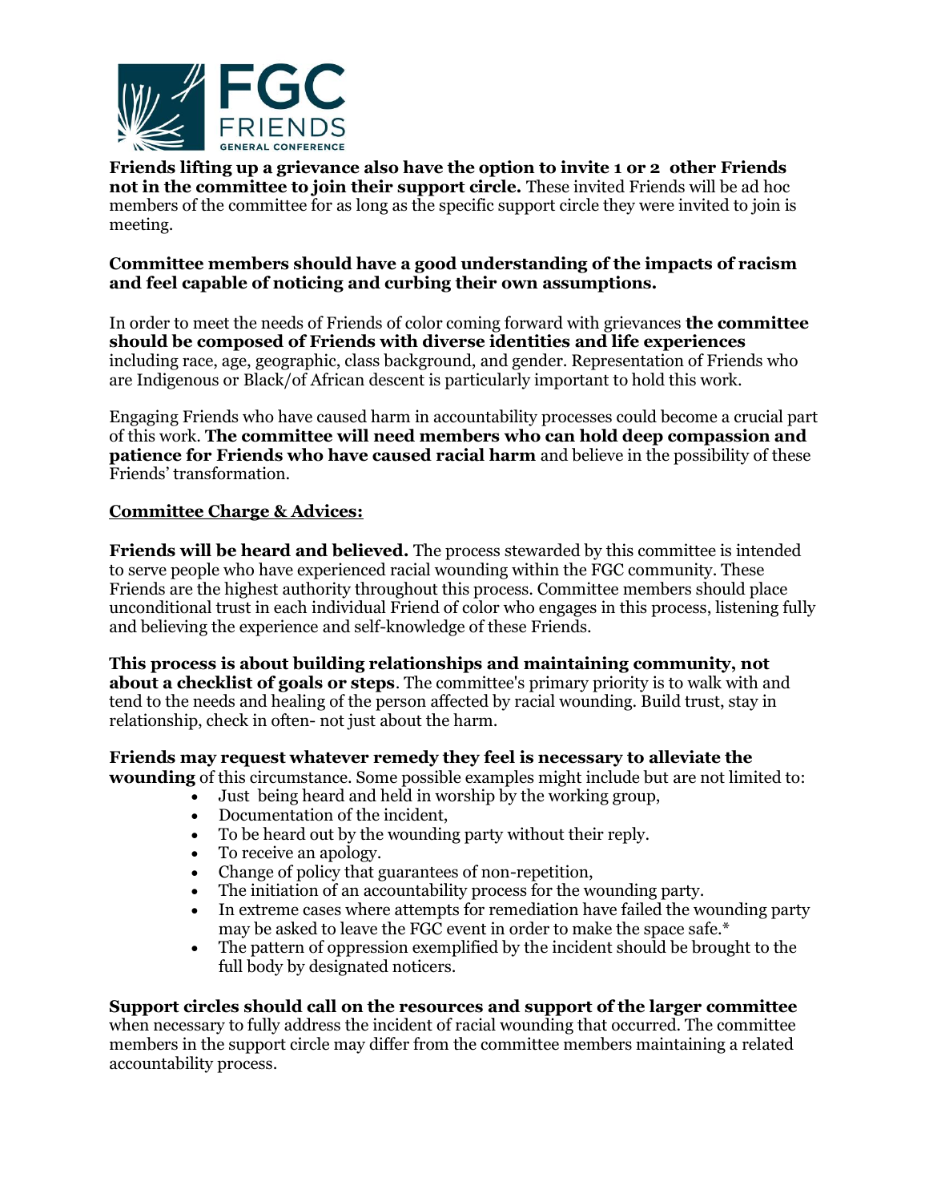**Friends lifting up a grievance also have the option to invite 1 or 2 other Friends not in the committee to join their support circle.** These invited Friends will be ad hoc members of the committee for as long as the specific support circle they were invited to join is meeting.

**Committee members should have a good understanding of the impacts of racism and feel capable of noticing and curbing their own assumptions.**

In order to meet the needs of Friends of color coming forward with grievances **the committee should be composed of Friends with diverse identities and life experiences** including race, age, geographic, class background, and gender. Representation of Friends who are Indigenous or Black/of African descent is particularly important to hold this work.

Engaging Friends who have caused harm in accountability processes could become a crucial part of this work. **The committee will need members who can hold deep compassion and patience for Friends who have caused racial harm** and believe in the possibility of these Friends' transformation.

**Committee Charge & Advices:**

**Friends will be heard and believed.** The process stewarded by this committee is intended to serve people who have experienced racial wounding within the FGC community. These Friends are the highest authority throughout this process. Committee members should place unconditional trust in each individual Friend of color who engages in this process, listening fully and believing the experience and self-knowledge of these Friends.

**This process is about building relationships and maintaining community, not about a checklist of goals or steps**. The committee's primary priority is to walk with and tend to the needs and healing of the person affected by racial wounding. Build trust, stay in relationship, check in often- not just about the harm.

**Friends may request whatever remedy they feel is necessary to alleviate the wounding** of this circumstance. Some possible examples might include but are not limited to:

- Just being heard and held in worship by the working group,
- Documentation of the incident,
- To be heard out by the wounding party without their reply.
- To receive an apology.
- Change of policy that guarantees of non-repetition,
- The initiation of an accountability process for the wounding party.
- In extreme cases where attempts for remediation have failed the wounding party may be asked to leave the FGC event in order to make the space safe.*
- The pattern of oppression exemplified by the incident should be brought to the full body by designated noticers.

**Support circles should call on the resources and support of the larger committee** when necessary to fully address the incident of racial wounding that occurred. The committee members in the support circle may differ from the committee members maintaining a related accountability process.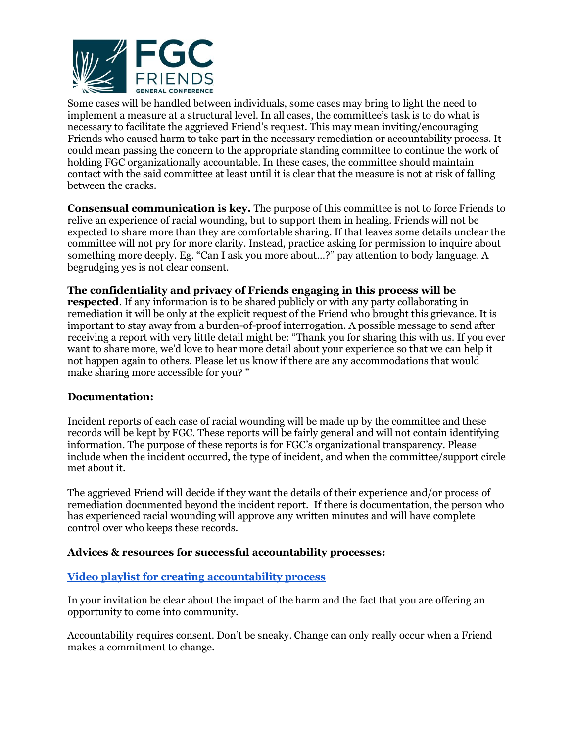Some cases will be handled between individuals, some cases may bring to light the need to implement a measure at a structural level. In all cases, the committee's task is to do what is necessary to facilitate the aggrieved Friend's request. This may mean inviting/encouraging Friends who caused harm to take part in the necessary remediation or accountability process. It could mean passing the concern to the appropriate standing committee to continue the work of holding FGC organizationally accountable. In these cases, the committee should maintain contact with the said committee at least until it is clear that the measure is not at risk of falling between the cracks.

**Consensual communication is key.** The purpose of this committee is not to force Friends to relive an experience of racial wounding, but to support them in healing. Friends will not be expected to share more than they are comfortable sharing. If that leaves some details unclear the committee will not pry for more clarity. Instead, practice asking for permission to inquire about something more deeply. Eg. "Can I ask you more about…?" pay attention to body language. A begrudging yes is not clear consent.

**The confidentiality and privacy of Friends engaging in this process will be respected**. If any information is to be shared publicly or with any party collaborating in remediation it will be only at the explicit request of the Friend who brought this grievance. It is important to stay away from a burden-of-proof interrogation. A possible message to send after receiving a report with very little detail might be: "Thank you for sharing this with us. If you ever want to share more, we'd love to hear more detail about your experience so that we can help it not happen again to others. Please let us know if there are any accommodations that would make sharing more accessible for you? "

## Documentation:

Incident reports of each case of racial wounding will be made up by the committee and these records will be kept by FGC. These reports will be fairly general and will not contain identifying information. The purpose of these reports is for FGC's organizational transparency. Please include when the incident occurred, the type of incident, and when the committee/support circle met about it.

The aggrieved Friend will decide if they want the details of their experience and/or process of remediation documented beyond the incident report. If there is documentation, the person who has experienced racial wounding will approve any written minutes and will have complete control over who keeps these records.

## Advices & resources for successful accountability processes:

**Video playlist for creating accountability process**

In your invitation be clear about the impact of the harm and the fact that you are offering an opportunity to come into community.

Accountability requires consent. Don't be sneaky. Change can only really occur when a Friend makes a commitment to change.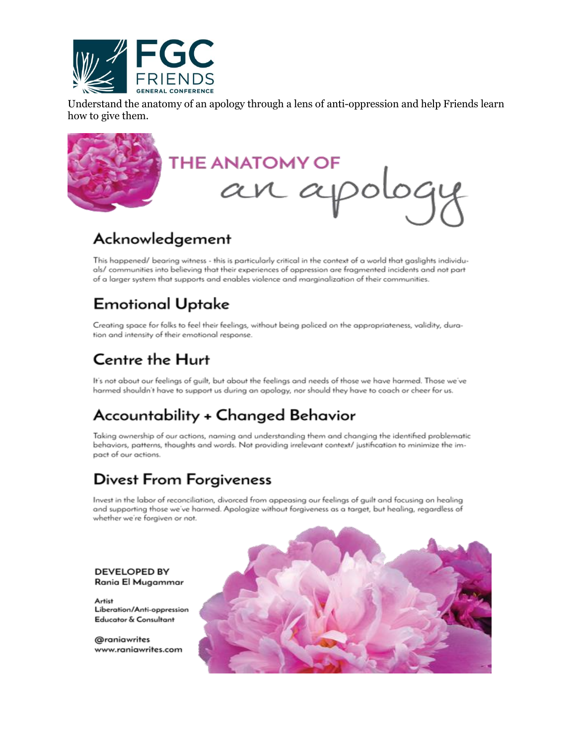Understand the anatomy of an apology through a lens of anti-oppression and help Friends learn how to give them.

# THE ANATOMY OF an apology

## Acknowledgement

This happened/ bearing witness - this is particularly critical in the context of a world that gaslights individuals/ communities into believing that their experiences of oppression are fragmented incidents and not part of a larger system that supports and enables violence and marginalization of their communities.

## Emotional Uptake

Creating space for folks to feel their feelings, without being policed on the appropriateness, validity, duration and intensity of their emotional response.

## Centre the Hurt

It's not about our feelings of guilt, but about the feelings and needs of those we have harmed. Those we've harmed shouldn't have to support us during an apology, nor should they have to coach or cheer for us.

## Accountability + Changed Behavior

Taking ownership of our actions, naming and understanding them and changing the identified problematic behaviors, patterns, thoughts and words. Not providing irrelevant context/ justification to minimize the impact of our actions.

## Divest From Forgiveness

Invest in the labor of reconciliation, divorced from appeasing our feelings of guilt and focusing on healing and supporting those we've harmed. Apologize without forgiveness as a target, but healing, regardless of whether we're forgiven or not.

**DEVELOPED BY**
**Rania El Mugammar**

Artist
Liberation/Anti-oppression
Educator & Consultant

@raniawrites
www.raniawrites.com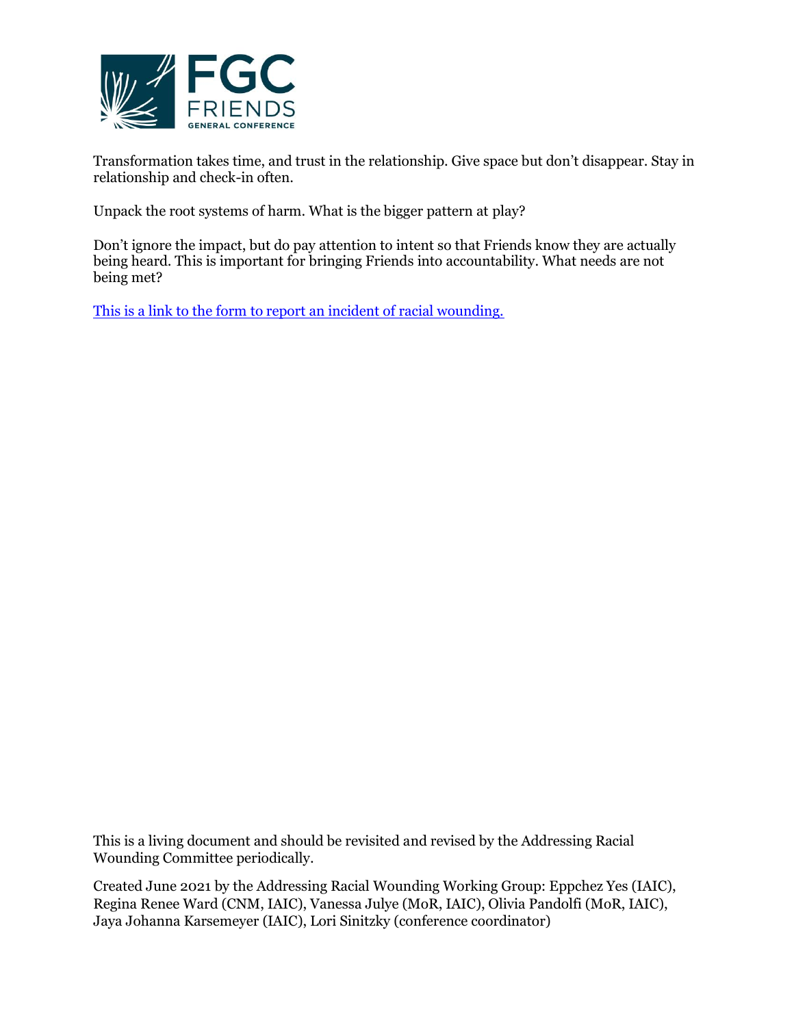Transformation takes time, and trust in the relationship. Give space but don't disappear. Stay in relationship and check-in often.

Unpack the root systems of harm. What is the bigger pattern at play?

Don't ignore the impact, but do pay attention to intent so that Friends know they are actually being heard. This is important for bringing Friends into accountability. What needs are not being met?

[This is a link to the form to report an incident of racial wounding.]()

This is a living document and should be revisited and revised by the Addressing Racial Wounding Committee periodically.

Created June 2021 by the Addressing Racial Wounding Working Group: Eppchez Yes (IAIC), Regina Renee Ward (CNM, IAIC), Vanessa Julye (MoR, IAIC), Olivia Pandolfi (MoR, IAIC), Jaya Johanna Karsemeyer (IAIC), Lori Sinitzky (conference coordinator)